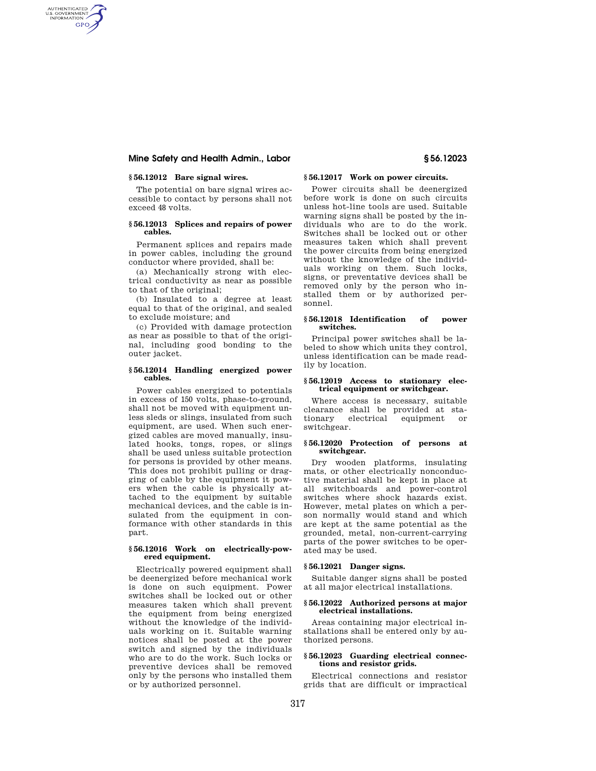### § 56.12012 Bare signal wires.

The potential on bare signal wires accessible to contact by persons shall not exceed 48 volts.

### § 56.12013 Splices and repairs of power cables.

Permanent splices and repairs made in power cables, including the ground conductor where provided, shall be:

(a) Mechanically strong with electrical conductivity as near as possible to that of the original;

(b) Insulated to a degree at least equal to that of the original, and sealed to exclude moisture; and

(c) Provided with damage protection as near as possible to that of the original, including good bonding to the outer jacket.

### § 56.12014 Handling energized power cables.

Power cables energized to potentials in excess of 150 volts, phase-to-ground, shall not be moved with equipment unless sleds or slings, insulated from such equipment, are used. When such energized cables are moved manually, insulated hooks, tongs, ropes, or slings shall be used unless suitable protection for persons is provided by other means. This does not prohibit pulling or dragging of cable by the equipment it powers when the cable is physically attached to the equipment by suitable mechanical devices, and the cable is insulated from the equipment in conformance with other standards in this part.

### § 56.12016 Work on electrically-powered equipment.

Electrically powered equipment shall be deenergized before mechanical work is done on such equipment. Power switches shall be locked out or other measures taken which shall prevent the equipment from being energized without the knowledge of the individuals working on it. Suitable warning notices shall be posted at the power switch and signed by the individuals who are to do the work. Such locks or preventive devices shall be removed only by the persons who installed them or by authorized personnel.

### § 56.12017 Work on power circuits.

Power circuits shall be deenergized before work is done on such circuits unless hot-line tools are used. Suitable warning signs shall be posted by the individuals who are to do the work. Switches shall be locked out or other measures taken which shall prevent the power circuits from being energized without the knowledge of the individuals working on them. Such locks, signs, or preventative devices shall be removed only by the person who installed them or by authorized personnel.

### § 56.12018 Identification of power switches.

Principal power switches shall be labeled to show which units they control, unless identification can be made readily by location.

### § 56.12019 Access to stationary electrical equipment or switchgear.

Where access is necessary, suitable clearance shall be provided at stationary electrical equipment or switchgear.

### § 56.12020 Protection of persons at switchgear.

Dry wooden platforms, insulating mats, or other electrically nonconductive material shall be kept in place at all switchboards and power-control switches where shock hazards exist. However, metal plates on which a person normally would stand and which are kept at the same potential as the grounded, metal, non-current-carrying parts of the power switches to be operated may be used.

### § 56.12021 Danger signs.

Suitable danger signs shall be posted at all major electrical installations.

### § 56.12022 Authorized persons at major electrical installations.

Areas containing major electrical installations shall be entered only by authorized persons.

### § 56.12023 Guarding electrical connections and resistor grids.

Electrical connections and resistor grids that are difficult or impractical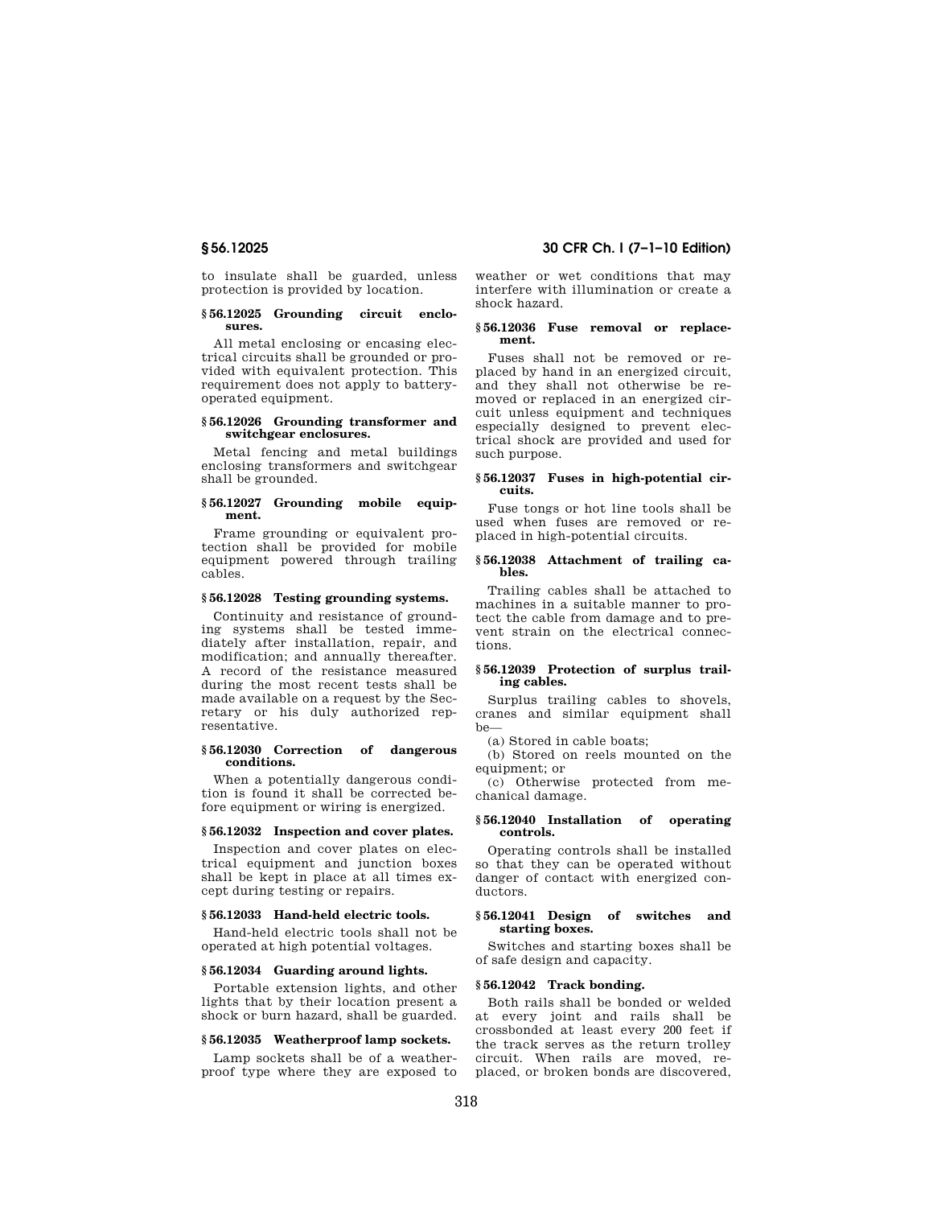to insulate shall be guarded, unless protection is provided by location.

### § 56.12025 Grounding circuit enclosures.

All metal enclosing or encasing electrical circuits shall be grounded or provided with equivalent protection. This requirement does not apply to battery-operated equipment.

### § 56.12026 Grounding transformer and switchgear enclosures.

Metal fencing and metal buildings enclosing transformers and switchgear shall be grounded.

### § 56.12027 Grounding mobile equipment.

Frame grounding or equivalent protection shall be provided for mobile equipment powered through trailing cables.

### § 56.12028 Testing grounding systems.

Continuity and resistance of grounding systems shall be tested immediately after installation, repair, and modification; and annually thereafter. A record of the resistance measured during the most recent tests shall be made available on a request by the Secretary or his duly authorized representative.

### § 56.12030 Correction of dangerous conditions.

When a potentially dangerous condition is found it shall be corrected before equipment or wiring is energized.

### § 56.12032 Inspection and cover plates.

Inspection and cover plates on electrical equipment and junction boxes shall be kept in place at all times except during testing or repairs.

### § 56.12033 Hand-held electric tools.

Hand-held electric tools shall not be operated at high potential voltages.

### § 56.12034 Guarding around lights.

Portable extension lights, and other lights that by their location present a shock or burn hazard, shall be guarded.

### § 56.12035 Weatherproof lamp sockets.

Lamp sockets shall be of a weatherproof type where they are exposed to weather or wet conditions that may interfere with illumination or create a shock hazard.

### § 56.12036 Fuse removal or replacement.

Fuses shall not be removed or replaced by hand in an energized circuit, and they shall not otherwise be removed or replaced in an energized circuit unless equipment and techniques especially designed to prevent electrical shock are provided and used for such purpose.

### § 56.12037 Fuses in high-potential circuits.

Fuse tongs or hot line tools shall be used when fuses are removed or replaced in high-potential circuits.

### § 56.12038 Attachment of trailing cables.

Trailing cables shall be attached to machines in a suitable manner to protect the cable from damage and to prevent strain on the electrical connections.

### § 56.12039 Protection of surplus trailing cables.

Surplus trailing cables to shovels, cranes and similar equipment shall be—

(a) Stored in cable boats;

(b) Stored on reels mounted on the equipment; or

(c) Otherwise protected from mechanical damage.

### § 56.12040 Installation of operating controls.

Operating controls shall be installed so that they can be operated without danger of contact with energized conductors.

### § 56.12041 Design of switches and starting boxes.

Switches and starting boxes shall be of safe design and capacity.

### § 56.12042 Track bonding.

Both rails shall be bonded or welded at every joint and rails shall be crossbonded at least every 200 feet if the track serves as the return trolley circuit. When rails are moved, replaced, or broken bonds are discovered,